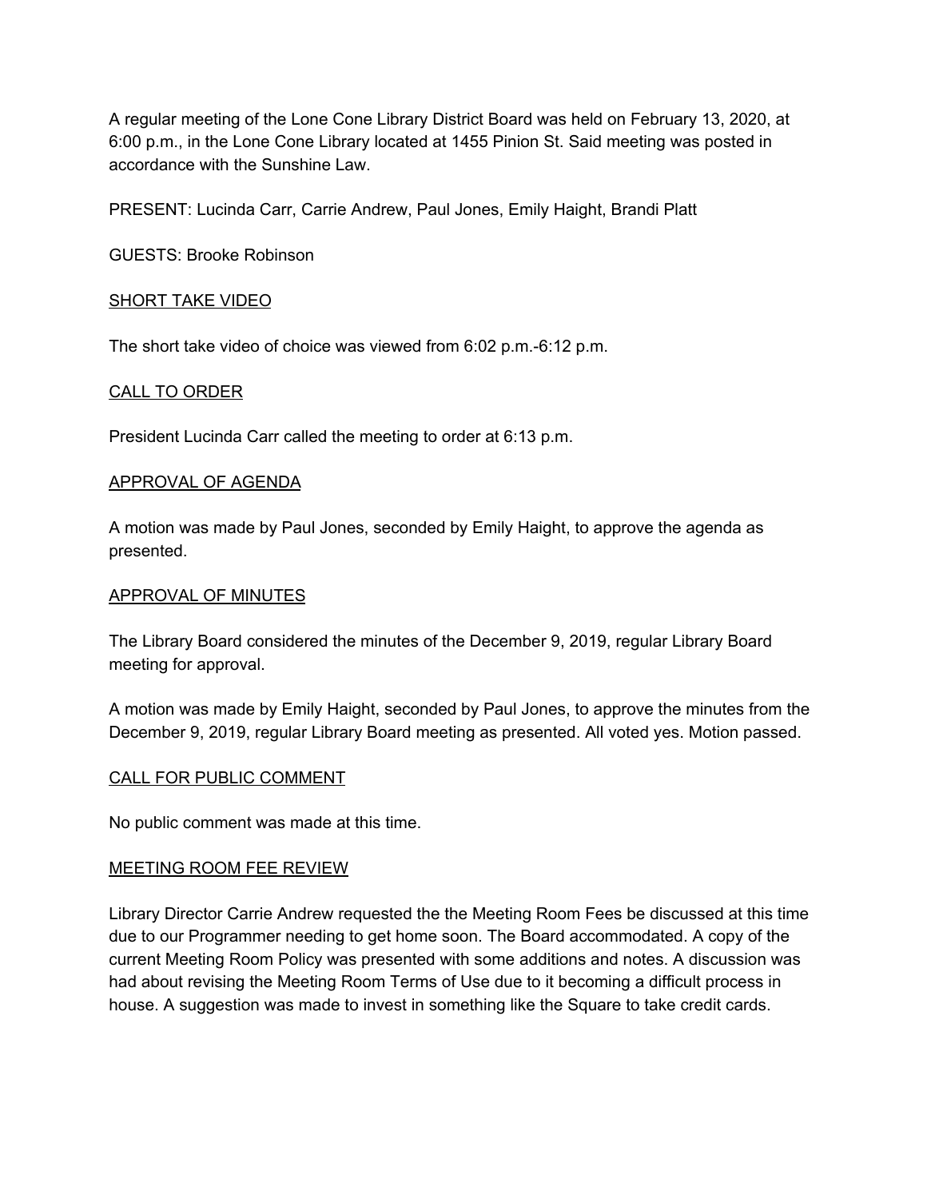A regular meeting of the Lone Cone Library District Board was held on February 13, 2020, at 6:00 p.m., in the Lone Cone Library located at 1455 Pinion St. Said meeting was posted in accordance with the Sunshine Law.

PRESENT: Lucinda Carr, Carrie Andrew, Paul Jones, Emily Haight, Brandi Platt

GUESTS: Brooke Robinson

<u>SHORT TAKE VIDEO</u>

The short take video of choice was viewed from 6:02 p.m.-6:12 p.m.

<u>CALL TO ORDER</u>

President Lucinda Carr called the meeting to order at 6:13 p.m.

<u>APPROVAL OF AGENDA</u>

A motion was made by Paul Jones, seconded by Emily Haight, to approve the agenda as presented.

<u>APPROVAL OF MINUTES</u>

The Library Board considered the minutes of the December 9, 2019, regular Library Board meeting for approval.

A motion was made by Emily Haight, seconded by Paul Jones, to approve the minutes from the December 9, 2019, regular Library Board meeting as presented. All voted yes. Motion passed.

<u>CALL FOR PUBLIC COMMENT</u>

No public comment was made at this time.

<u>MEETING ROOM FEE REVIEW</u>

Library Director Carrie Andrew requested the the Meeting Room Fees be discussed at this time due to our Programmer needing to get home soon. The Board accommodated. A copy of the current Meeting Room Policy was presented with some additions and notes. A discussion was had about revising the Meeting Room Terms of Use due to it becoming a difficult process in house. A suggestion was made to invest in something like the Square to take credit cards.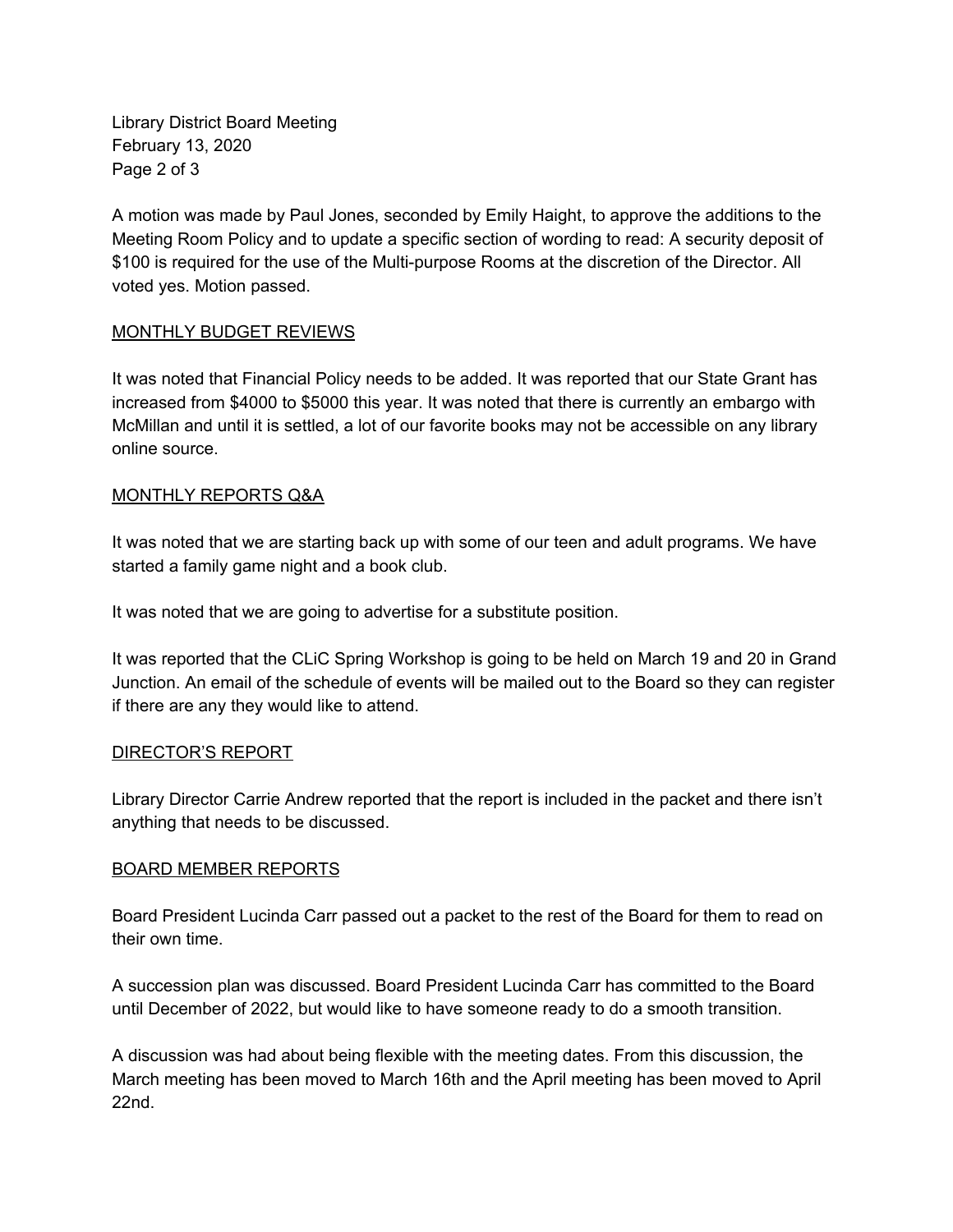A motion was made by Paul Jones, seconded by Emily Haight, to approve the additions to the Meeting Room Policy and to update a specific section of wording to read: A security deposit of $100 is required for the use of the Multi-purpose Rooms at the discretion of the Director. All voted yes. Motion passed.

## MONTHLY BUDGET REVIEWS

It was noted that Financial Policy needs to be added. It was reported that our State Grant has increased from $4000 to $5000 this year. It was noted that there is currently an embargo with McMillan and until it is settled, a lot of our favorite books may not be accessible on any library online source.

## MONTHLY REPORTS Q&A

It was noted that we are starting back up with some of our teen and adult programs. We have started a family game night and a book club.

It was noted that we are going to advertise for a substitute position.

It was reported that the CLiC Spring Workshop is going to be held on March 19 and 20 in Grand Junction. An email of the schedule of events will be mailed out to the Board so they can register if there are any they would like to attend.

## DIRECTOR'S REPORT

Library Director Carrie Andrew reported that the report is included in the packet and there isn't anything that needs to be discussed.

## BOARD MEMBER REPORTS

Board President Lucinda Carr passed out a packet to the rest of the Board for them to read on their own time.

A succession plan was discussed. Board President Lucinda Carr has committed to the Board until December of 2022, but would like to have someone ready to do a smooth transition.

A discussion was had about being flexible with the meeting dates. From this discussion, the March meeting has been moved to March 16th and the April meeting has been moved to April 22nd.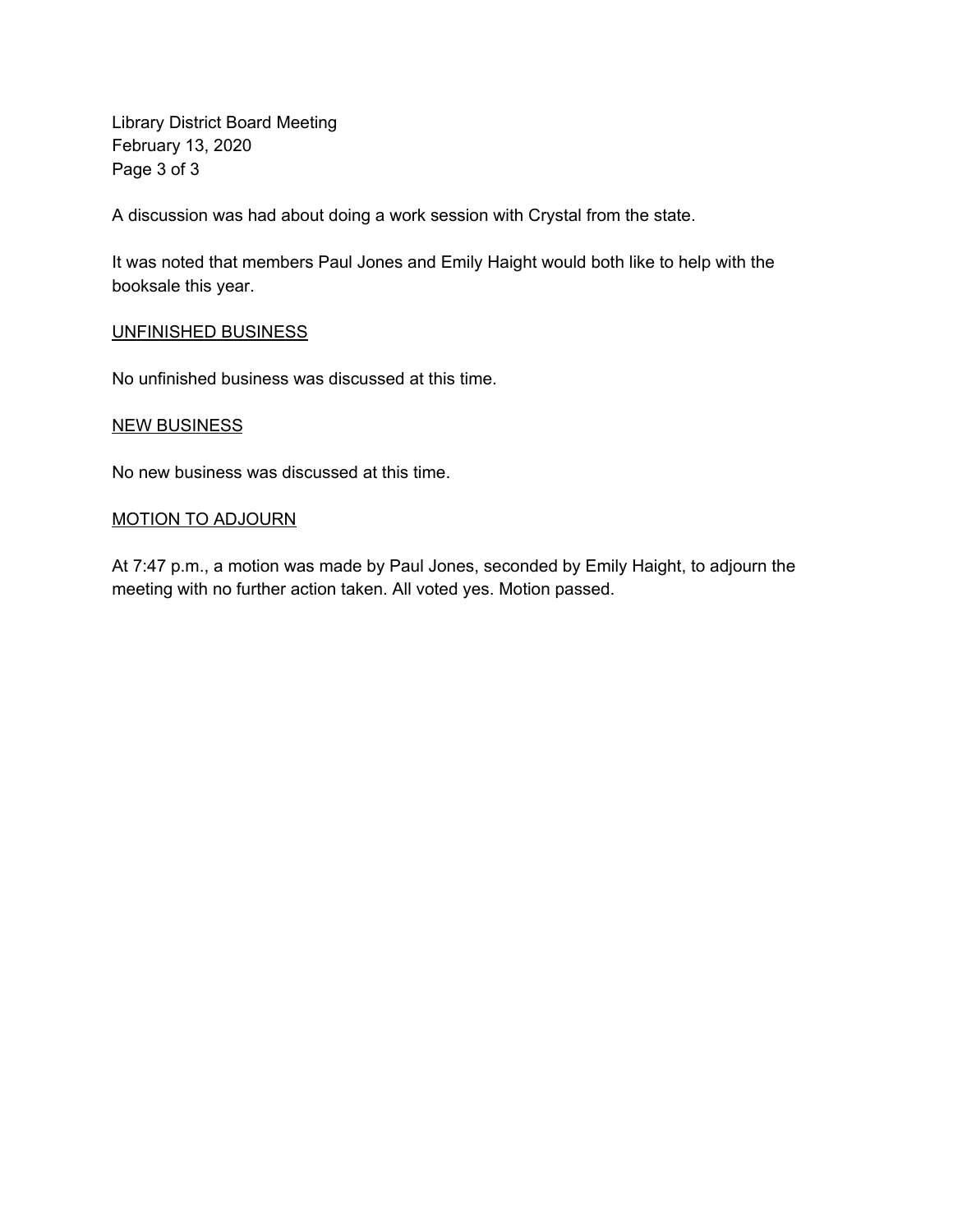A discussion was had about doing a work session with Crystal from the state.

It was noted that members Paul Jones and Emily Haight would both like to help with the booksale this year.

## UNFINISHED BUSINESS

No unfinished business was discussed at this time.

## NEW BUSINESS

No new business was discussed at this time.

## MOTION TO ADJOURN

At 7:47 p.m., a motion was made by Paul Jones, seconded by Emily Haight, to adjourn the meeting with no further action taken. All voted yes. Motion passed.